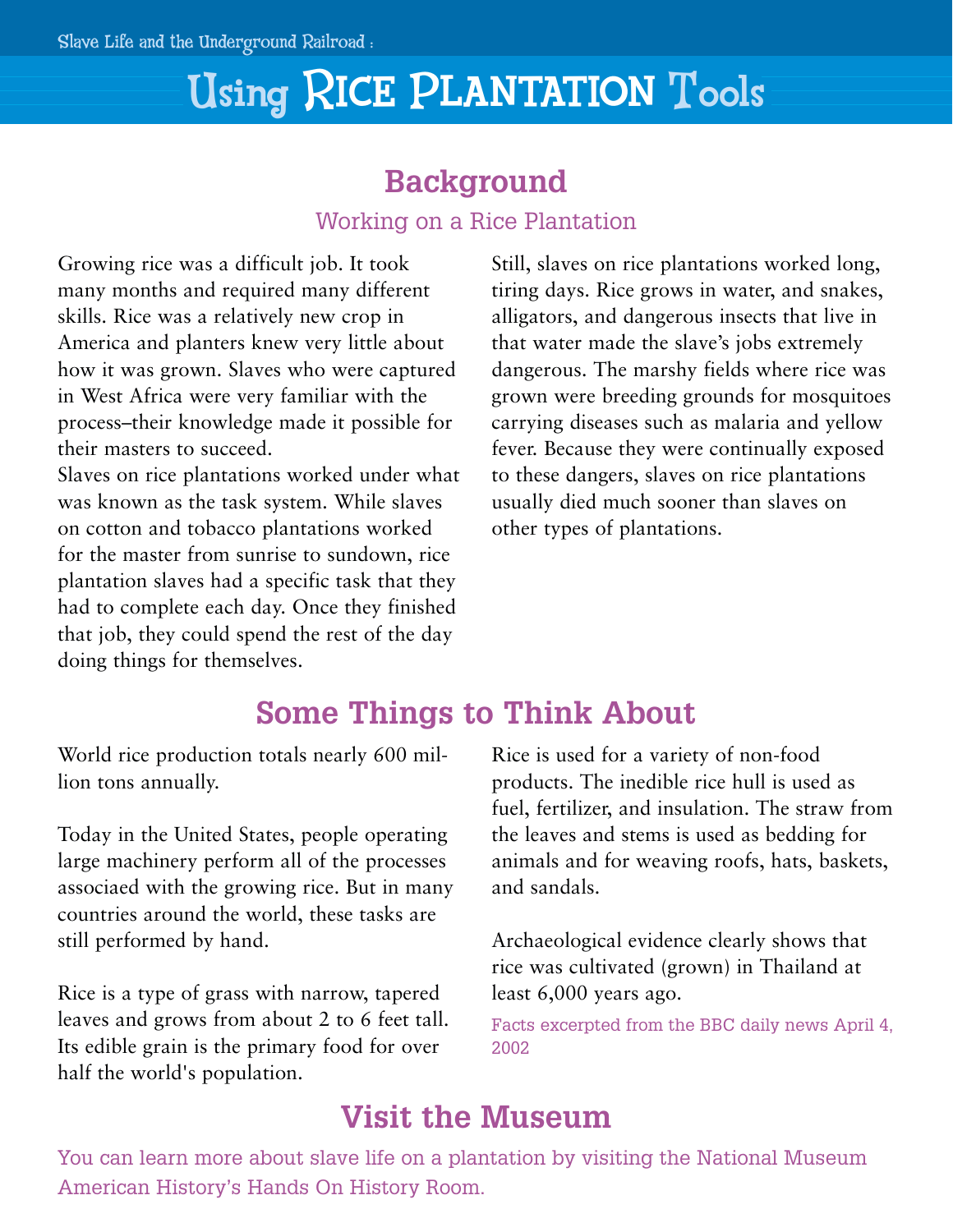Slave Life and the Underground Railroad :

# Using Rice Plantation Tools

## Background

### Working on a Rice Plantation

Growing rice was a difficult job. It took many months and required many different skills. Rice was a relatively new crop in America and planters knew very little about how it was grown. Slaves who were captured in West Africa were very familiar with the process–their knowledge made it possible for their masters to succeed.

Slaves on rice plantations worked under what was known as the task system. While slaves on cotton and tobacco plantations worked for the master from sunrise to sundown, rice plantation slaves had a specific task that they had to complete each day. Once they finished that job, they could spend the rest of the day doing things for themselves.

Still, slaves on rice plantations worked long, tiring days. Rice grows in water, and snakes, alligators, and dangerous insects that live in that water made the slave's jobs extremely dangerous. The marshy fields where rice was grown were breeding grounds for mosquitoes carrying diseases such as malaria and yellow fever. Because they were continually exposed to these dangers, slaves on rice plantations usually died much sooner than slaves on other types of plantations.

## Some Things to Think About

World rice production totals nearly 600 million tons annually.

Today in the United States, people operating large machinery perform all of the processes associaed with the growing rice. But in many countries around the world, these tasks are still performed by hand.

Rice is a type of grass with narrow, tapered leaves and grows from about 2 to 6 feet tall. Its edible grain is the primary food for over half the world's population.

Rice is used for a variety of non-food products. The inedible rice hull is used as fuel, fertilizer, and insulation. The straw from the leaves and stems is used as bedding for animals and for weaving roofs, hats, baskets, and sandals.

Archaeological evidence clearly shows that rice was cultivated (grown) in Thailand at least 6,000 years ago.

Facts excerpted from the BBC daily news April 4, 2002

## Visit the Museum

You can learn more about slave life on a plantation by visiting the National Museum American History's Hands On History Room.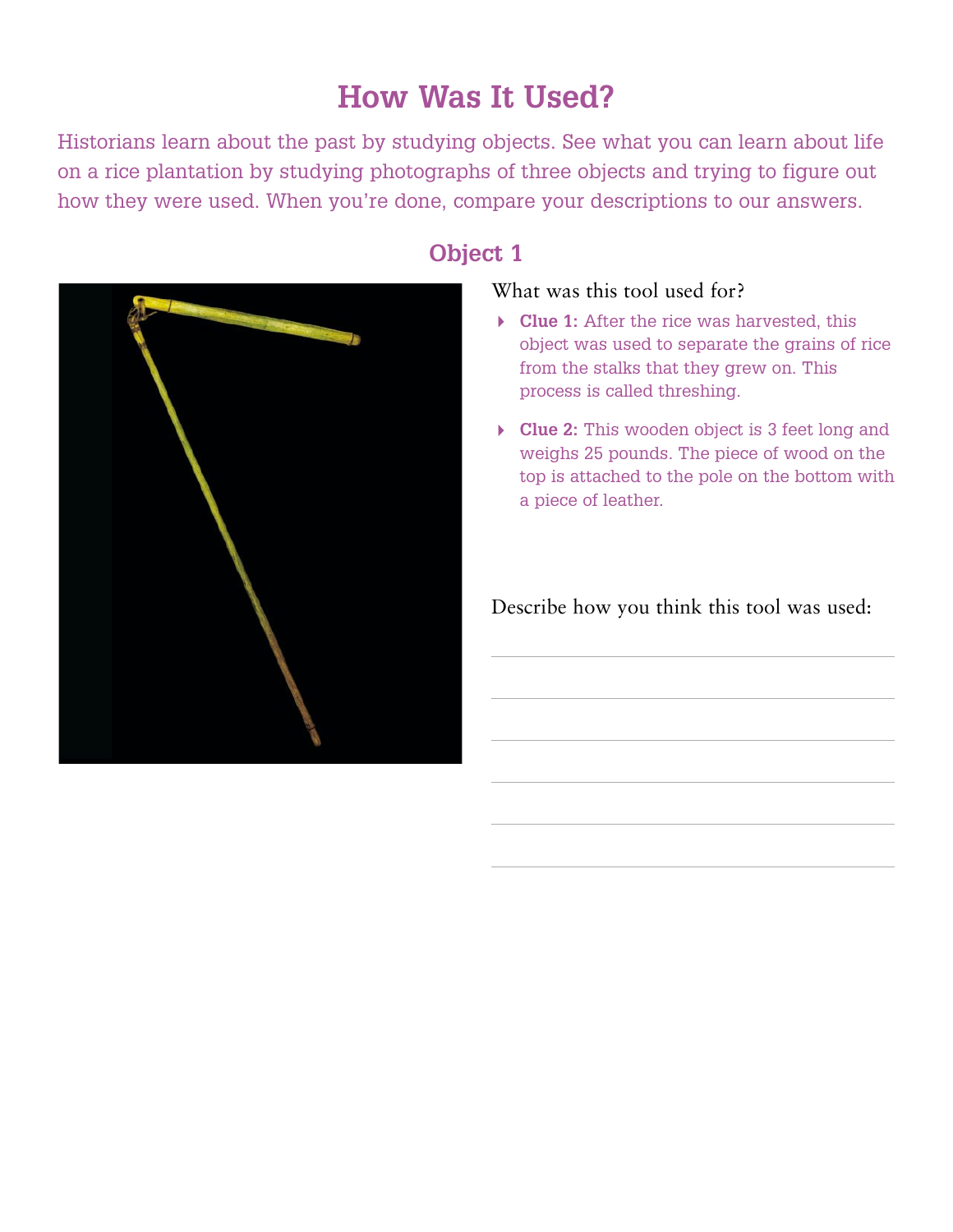# How Was It Used?

Historians learn about the past by studying objects. See what you can learn about life on a rice plantation by studying photographs of three objects and trying to figure out how they were used. When you're done, compare your descriptions to our answers.

## Object 1

What was this tool used for?

- **Clue 1:** After the rice was harvested, this object was used to separate the grains of rice from the stalks that they grew on. This process is called threshing.
- **Clue 2:** This wooden object is 3 feet long and weighs 25 pounds. The piece of wood on the top is attached to the pole on the bottom with a piece of leather.

Describe how you think this tool was used:

______________________________

______________________________

______________________________

______________________________

______________________________

______________________________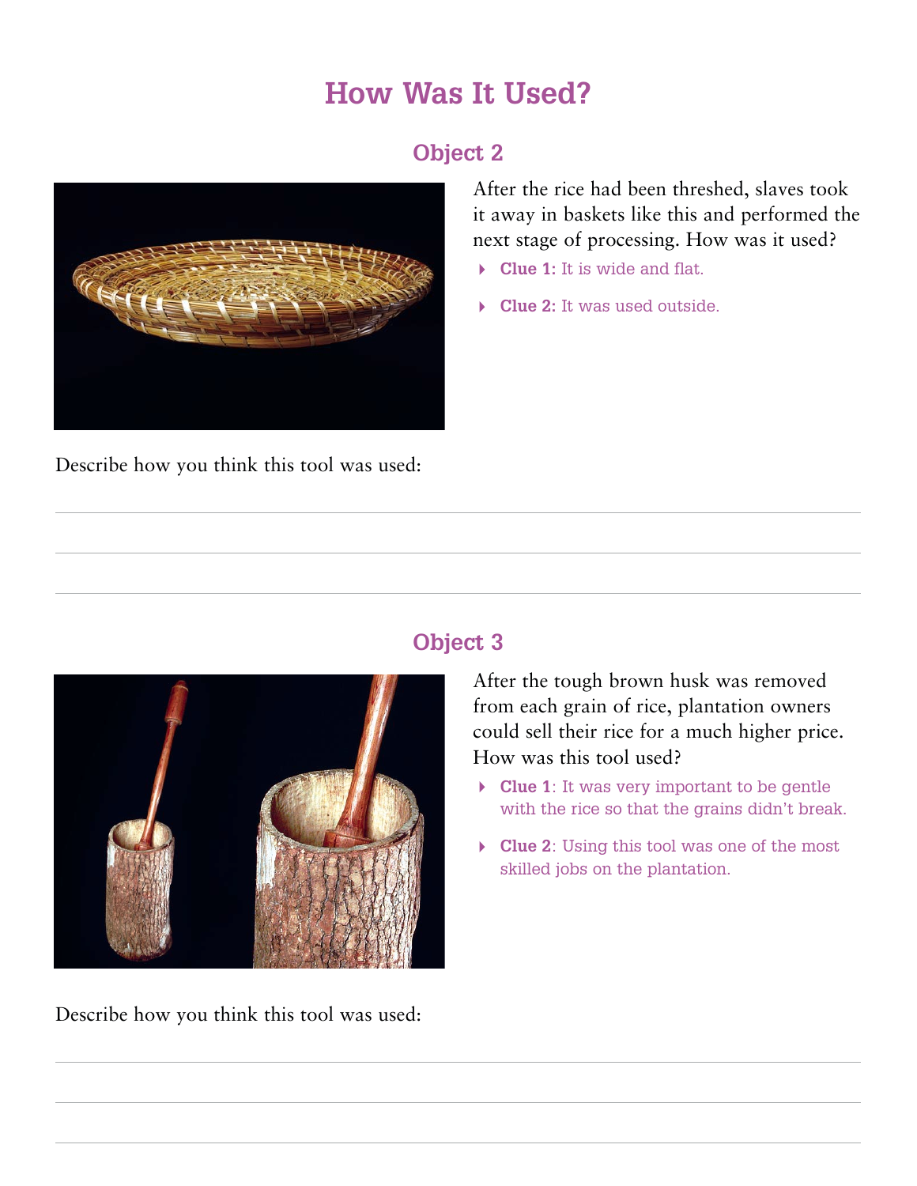# How Was It Used?

## Object 2

After the rice had been threshed, slaves took it away in baskets like this and performed the next stage of processing. How was it used?

- **Clue 1:** It is wide and flat.
- **Clue 2:** It was used outside.

Describe how you think this tool was used:

## Object 3

After the tough brown husk was removed from each grain of rice, plantation owners could sell their rice for a much higher price. How was this tool used?

- **Clue 1**: It was very important to be gentle with the rice so that the grains didn't break.
- **Clue 2**: Using this tool was one of the most skilled jobs on the plantation.

Describe how you think this tool was used: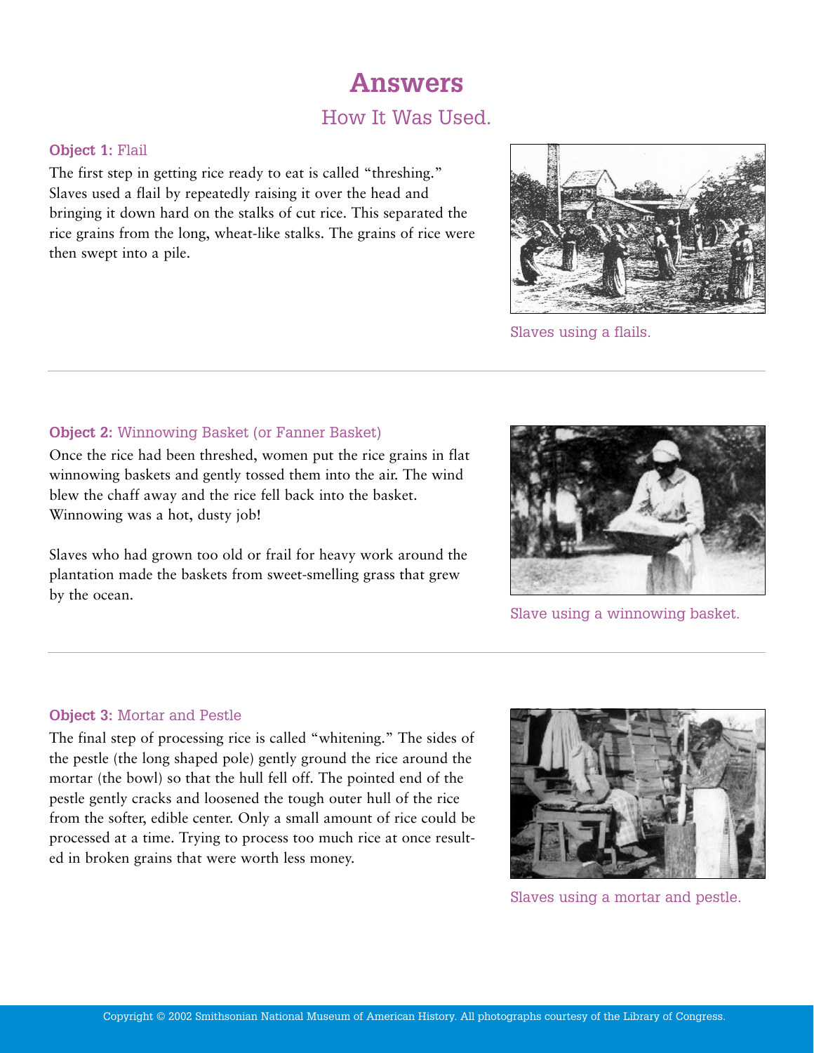# Answers

## How It Was Used.

**Object 1:** Flail

The first step in getting rice ready to eat is called "threshing." Slaves used a flail by repeatedly raising it over the head and bringing it down hard on the stalks of cut rice. This separated the rice grains from the long, wheat-like stalks. The grains of rice were then swept into a pile.

Slaves using a flails.

---

**Object 2:** Winnowing Basket (or Fanner Basket)

Once the rice had been threshed, women put the rice grains in flat winnowing baskets and gently tossed them into the air. The wind blew the chaff away and the rice fell back into the basket. Winnowing was a hot, dusty job!

Slaves who had grown too old or frail for heavy work around the plantation made the baskets from sweet-smelling grass that grew by the ocean.

Slave using a winnowing basket.

---

**Object 3:** Mortar and Pestle

The final step of processing rice is called "whitening." The sides of the pestle (the long shaped pole) gently ground the rice around the mortar (the bowl) so that the hull fell off. The pointed end of the pestle gently cracks and loosened the tough outer hull of the rice from the softer, edible center. Only a small amount of rice could be processed at a time. Trying to process too much rice at once resulted in broken grains that were worth less money.

Slaves using a mortar and pestle.

Copyright © 2002 Smithsonian National Museum of American History. All photographs courtesy of the Library of Congress.